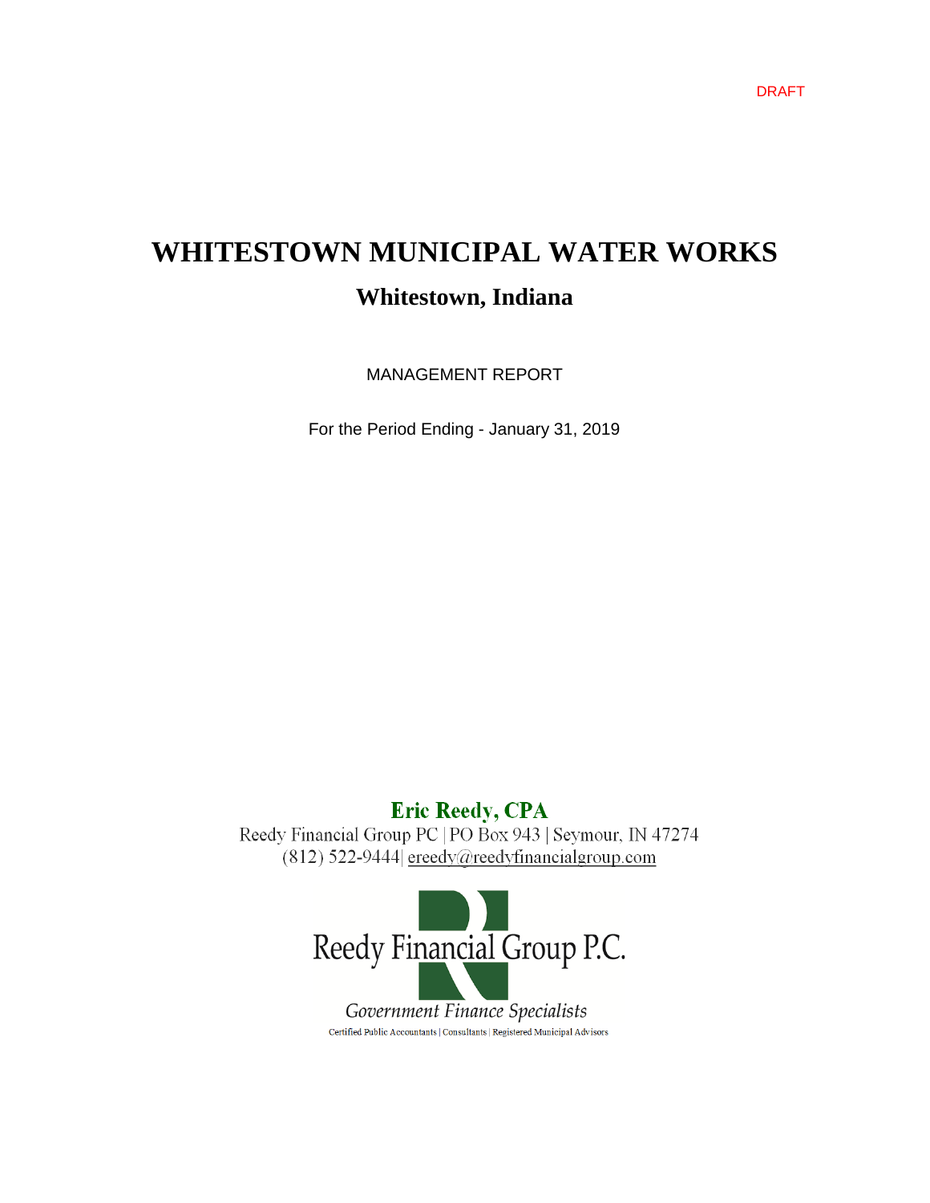DRAFT

# WHITESTOWN MUNICIPAL WATER WORKS

## Whitestown, Indiana

MANAGEMENT REPORT

For the Period Ending - January 31, 2019

**Eric Reedy, CPA**

Reedy Financial Group PC | PO Box 943 | Seymour, IN 47274

(812) 522-9444| ereedy@reedyfinancialgroup.com

Reedy Financial Group P.C.

*Government Finance Specialists*

Certified Public Accountants | Consultants | Registered Municipal Advisors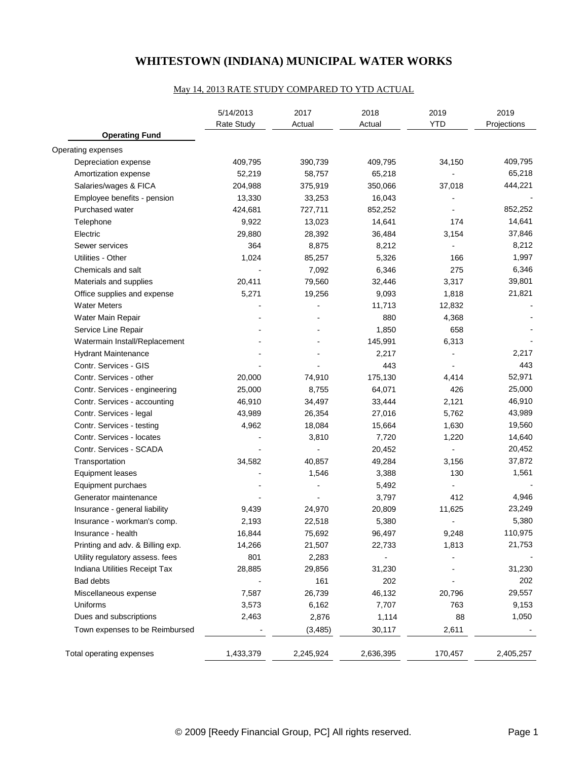# WHITESTOWN (INDIANA) MUNICIPAL WATER WORKS

May 14, 2013 RATE STUDY COMPARED TO YTD ACTUAL

| | 5/14/2013 Rate Study | 2017 Actual | 2018 Actual | 2019 YTD | 2019 Projections |
|---|---|---|---|---|---|
| **Operating Fund** | | | | | |
| Operating expenses | | | | | |
| Depreciation expense | 409,795 | 390,739 | 409,795 | 34,150 | 409,795 |
| Amortization expense | 52,219 | 58,757 | 65,218 | - | 65,218 |
| Salaries/wages & FICA | 204,988 | 375,919 | 350,066 | 37,018 | 444,221 |
| Employee benefits - pension | 13,330 | 33,253 | 16,043 | - | - |
| Purchased water | 424,681 | 727,711 | 852,252 | - | 852,252 |
| Telephone | 9,922 | 13,023 | 14,641 | 174 | 14,641 |
| Electric | 29,880 | 28,392 | 36,484 | 3,154 | 37,846 |
| Sewer services | 364 | 8,875 | 8,212 | - | 8,212 |
| Utilities - Other | 1,024 | 85,257 | 5,326 | 166 | 1,997 |
| Chemicals and salt | - | 7,092 | 6,346 | 275 | 6,346 |
| Materials and supplies | 20,411 | 79,560 | 32,446 | 3,317 | 39,801 |
| Office supplies and expense | 5,271 | 19,256 | 9,093 | 1,818 | 21,821 |
| Water Meters | - | - | 11,713 | 12,832 | - |
| Water Main Repair | - | - | 880 | 4,368 | - |
| Service Line Repair | - | - | 1,850 | 658 | - |
| Watermain Install/Replacement | - | - | 145,991 | 6,313 | - |
| Hydrant Maintenance | - | - | 2,217 | - | 2,217 |
| Contr. Services - GIS | - | - | 443 | - | 443 |
| Contr. Services - other | 20,000 | 74,910 | 175,130 | 4,414 | 52,971 |
| Contr. Services - engineering | 25,000 | 8,755 | 64,071 | 426 | 25,000 |
| Contr. Services - accounting | 46,910 | 34,497 | 33,444 | 2,121 | 46,910 |
| Contr. Services - legal | 43,989 | 26,354 | 27,016 | 5,762 | 43,989 |
| Contr. Services - testing | 4,962 | 18,084 | 15,664 | 1,630 | 19,560 |
| Contr. Services - locates | - | 3,810 | 7,720 | 1,220 | 14,640 |
| Contr. Services - SCADA | - | - | 20,452 | - | 20,452 |
| Transportation | 34,582 | 40,857 | 49,284 | 3,156 | 37,872 |
| Equipment leases | - | 1,546 | 3,388 | 130 | 1,561 |
| Equipment purchaes | - | - | 5,492 | - | - |
| Generator maintenance | - | - | 3,797 | 412 | 4,946 |
| Insurance - general liability | 9,439 | 24,970 | 20,809 | 11,625 | 23,249 |
| Insurance - workman's comp. | 2,193 | 22,518 | 5,380 | - | 5,380 |
| Insurance - health | 16,844 | 75,692 | 96,497 | 9,248 | 110,975 |
| Printing and adv. & Billing exp. | 14,266 | 21,507 | 22,733 | 1,813 | 21,753 |
| Utility regulatory assess. fees | 801 | 2,283 | - | - | - |
| Indiana Utilities Receipt Tax | 28,885 | 29,856 | 31,230 | - | 31,230 |
| Bad debts | - | 161 | 202 | - | 202 |
| Miscellaneous expense | 7,587 | 26,739 | 46,132 | 20,796 | 29,557 |
| Uniforms | 3,573 | 6,162 | 7,707 | 763 | 9,153 |
| Dues and subscriptions | 2,463 | 2,876 | 1,114 | 88 | 1,050 |
| Town expenses to be Reimbursed | - | (3,485) | 30,117 | 2,611 | - |
| Total operating expenses | 1,433,379 | 2,245,924 | 2,636,395 | 170,457 | 2,405,257 |

© 2009 [Reedy Financial Group, PC] All rights reserved.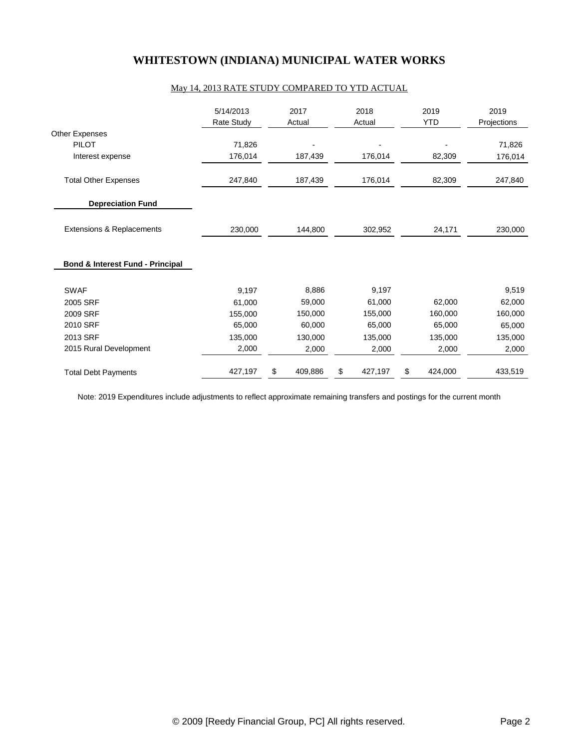# WHITESTOWN (INDIANA) MUNICIPAL WATER WORKS

May 14, 2013 RATE STUDY COMPARED TO YTD ACTUAL

| | 5/14/2013 Rate Study | 2017 Actual | 2018 Actual | 2019 YTD | 2019 Projections |
|---|---|---|---|---|---|
| Other Expenses | | | | | |
| PILOT | 71,826 | - | - | - | 71,826 |
| Interest expense | 176,014 | 187,439 | 176,014 | 82,309 | 176,014 |
| Total Other Expenses | 247,840 | 187,439 | 176,014 | 82,309 | 247,840 |
| **Depreciation Fund** | | | | | |
| Extensions & Replacements | 230,000 | 144,800 | 302,952 | 24,171 | 230,000 |
| **Bond & Interest Fund - Principal** | | | | | |
| SWAF | 9,197 | 8,886 | 9,197 | | 9,519 |
| 2005 SRF | 61,000 | 59,000 | 61,000 | 62,000 | 62,000 |
| 2009 SRF | 155,000 | 150,000 | 155,000 | 160,000 | 160,000 |
| 2010 SRF | 65,000 | 60,000 | 65,000 | 65,000 | 65,000 |
| 2013 SRF | 135,000 | 130,000 | 135,000 | 135,000 | 135,000 |
| 2015 Rural Development | 2,000 | 2,000 | 2,000 | 2,000 | 2,000 |
| Total Debt Payments | 427,197 | $ 409,886 | $ 427,197 | $ 424,000 | 433,519 |

Note: 2019 Expenditures include adjustments to reflect approximate remaining transfers and postings for the current month

© 2009 [Reedy Financial Group, PC] All rights reserved.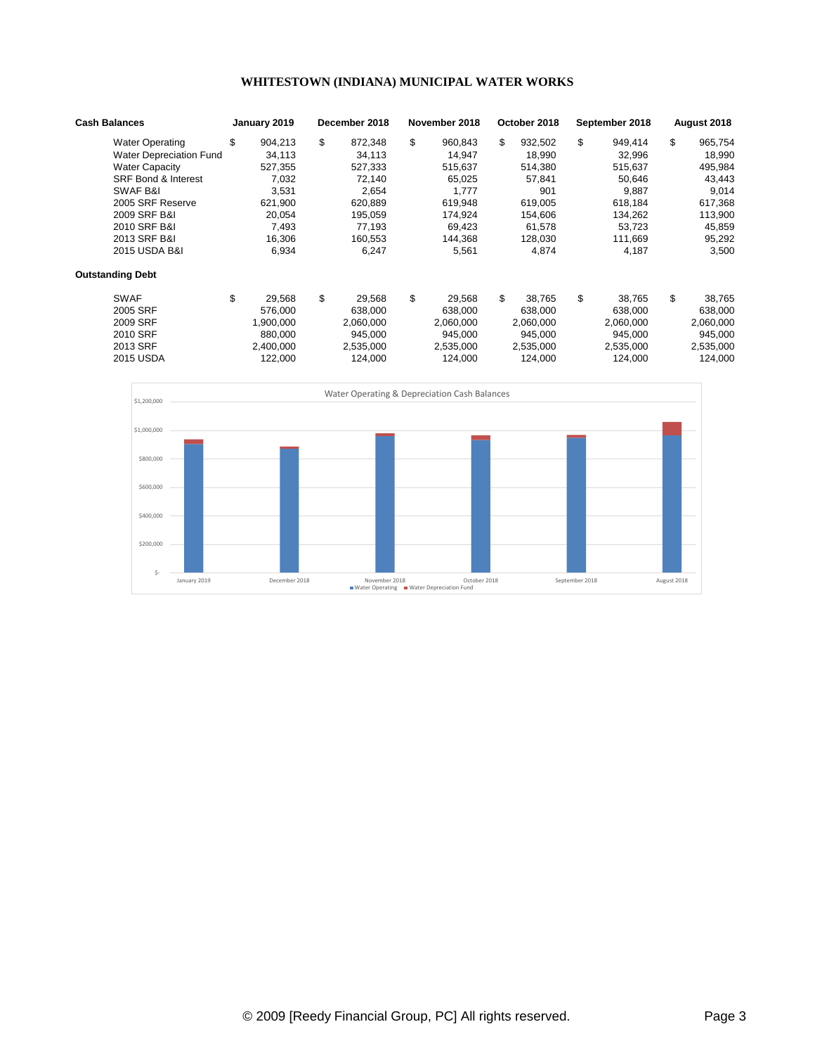# WHITESTOWN (INDIANA) MUNICIPAL WATER WORKS

| Cash Balances | January 2019 | December 2018 | November 2018 | October 2018 | September 2018 | August 2018 |
|---|---|---|---|---|---|---|
| Water Operating | $ 904,213 | $ 872,348 | $ 960,843 | $ 932,502 | $ 949,414 | $ 965,754 |
| Water Depreciation Fund | 34,113 | 34,113 | 14,947 | 18,990 | 32,996 | 18,990 |
| Water Capacity | 527,355 | 527,333 | 515,637 | 514,380 | 515,637 | 495,984 |
| SRF Bond & Interest | 7,032 | 72,140 | 65,025 | 57,841 | 50,646 | 43,443 |
| SWAF B&I | 3,531 | 2,654 | 1,777 | 901 | 9,887 | 9,014 |
| 2005 SRF Reserve | 621,900 | 620,889 | 619,948 | 619,005 | 618,184 | 617,368 |
| 2009 SRF B&I | 20,054 | 195,059 | 174,924 | 154,606 | 134,262 | 113,900 |
| 2010 SRF B&I | 7,493 | 77,193 | 69,423 | 61,578 | 53,723 | 45,859 |
| 2013 SRF B&I | 16,306 | 160,553 | 144,368 | 128,030 | 111,669 | 95,292 |
| 2015 USDA B&I | 6,934 | 6,247 | 5,561 | 4,874 | 4,187 | 3,500 |
| **Outstanding Debt** | | | | | | |
| SWAF | $ 29,568 | $ 29,568 | $ 29,568 | $ 38,765 | $ 38,765 | $ 38,765 |
| 2005 SRF | 576,000 | 638,000 | 638,000 | 638,000 | 638,000 | 638,000 |
| 2009 SRF | 1,900,000 | 2,060,000 | 2,060,000 | 2,060,000 | 2,060,000 | 2,060,000 |
| 2010 SRF | 880,000 | 945,000 | 945,000 | 945,000 | 945,000 | 945,000 |
| 2013 SRF | 2,400,000 | 2,535,000 | 2,535,000 | 2,535,000 | 2,535,000 | 2,535,000 |
| 2015 USDA | 122,000 | 124,000 | 124,000 | 124,000 | 124,000 | 124,000 |

Water Operating & Depreciation Cash Balances

$1,200,000
$1,000,000
$800,000
$600,000
$400,000
$200,000
$-

January 2019
December 2018
November 2018
October 2018
September 2018
August 2018

Water Operating
Water Depreciation Fund

© 2009 [Reedy Financial Group, PC] All rights reserved.